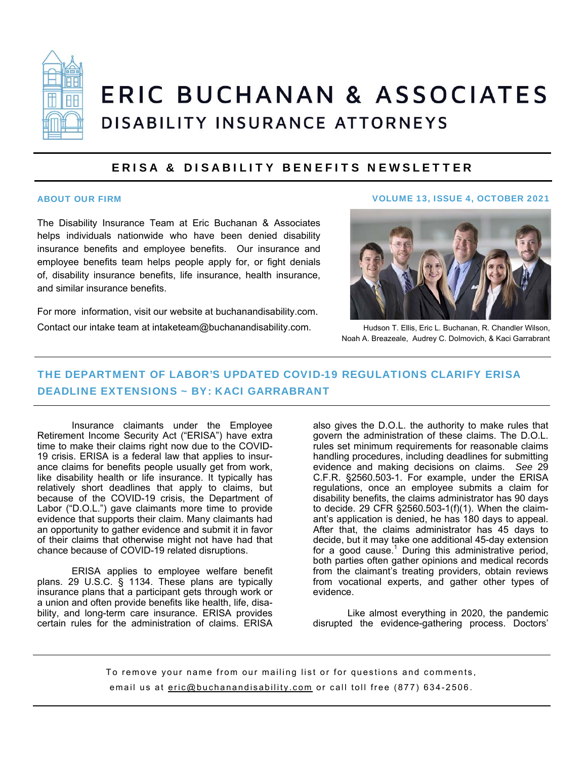# ERIC BUCHANAN & ASSOCIATES

## DISABILITY INSURANCE ATTORNEYS

## ERISA & DISABILITY BENEFITS NEWSLETTER

**ABOUT OUR FIRM**

**VOLUME 13, ISSUE 4, OCTOBER 2021**

The Disability Insurance Team at Eric Buchanan & Associates helps individuals nationwide who have been denied disability insurance benefits and employee benefits. Our insurance and employee benefits team helps people apply for, or fight denials of, disability insurance benefits, life insurance, health insurance, and similar insurance benefits.

For more information, visit our website at buchanandisability.com.
Contact our intake team at intaketeam@buchanandisability.com.

Hudson T. Ellis, Eric L. Buchanan, R. Chandler Wilson, Noah A. Breazeale, Audrey C. Dolmovich, & Kaci Garrabrant

## THE DEPARTMENT OF LABOR'S UPDATED COVID-19 REGULATIONS CLARIFY ERISA DEADLINE EXTENSIONS ~ BY: KACI GARRABRANT

Insurance claimants under the Employee Retirement Income Security Act ("ERISA") have extra time to make their claims right now due to the COVID-19 crisis. ERISA is a federal law that applies to insurance claims for benefits people usually get from work, like disability health or life insurance. It typically has relatively short deadlines that apply to claims, but because of the COVID-19 crisis, the Department of Labor ("D.O.L.") gave claimants more time to provide evidence that supports their claim. Many claimants had an opportunity to gather evidence and submit it in favor of their claims that otherwise might not have had that chance because of COVID-19 related disruptions.

ERISA applies to employee welfare benefit plans. 29 U.S.C. § 1134. These plans are typically insurance plans that a participant gets through work or a union and often provide benefits like health, life, disability, and long-term care insurance. ERISA provides certain rules for the administration of claims. ERISA also gives the D.O.L. the authority to make rules that govern the administration of these claims. The D.O.L. rules set minimum requirements for reasonable claims handling procedures, including deadlines for submitting evidence and making decisions on claims. *See* 29 C.F.R. §2560.503-1. For example, under the ERISA regulations, once an employee submits a claim for disability benefits, the claims administrator has 90 days to decide. 29 CFR §2560.503-1(f)(1). When the claimant's application is denied, he has 180 days to appeal. After that, the claims administrator has 45 days to decide, but it may take one additional 45-day extension for a good cause.[1] During this administrative period, both parties often gather opinions and medical records from the claimant's treating providers, obtain reviews from vocational experts, and gather other types of evidence.

Like almost everything in 2020, the pandemic disrupted the evidence-gathering process. Doctors'

To remove your name from our mailing list or for questions and comments, email us at eric@buchanandisability.com or call toll free (877) 634-2506.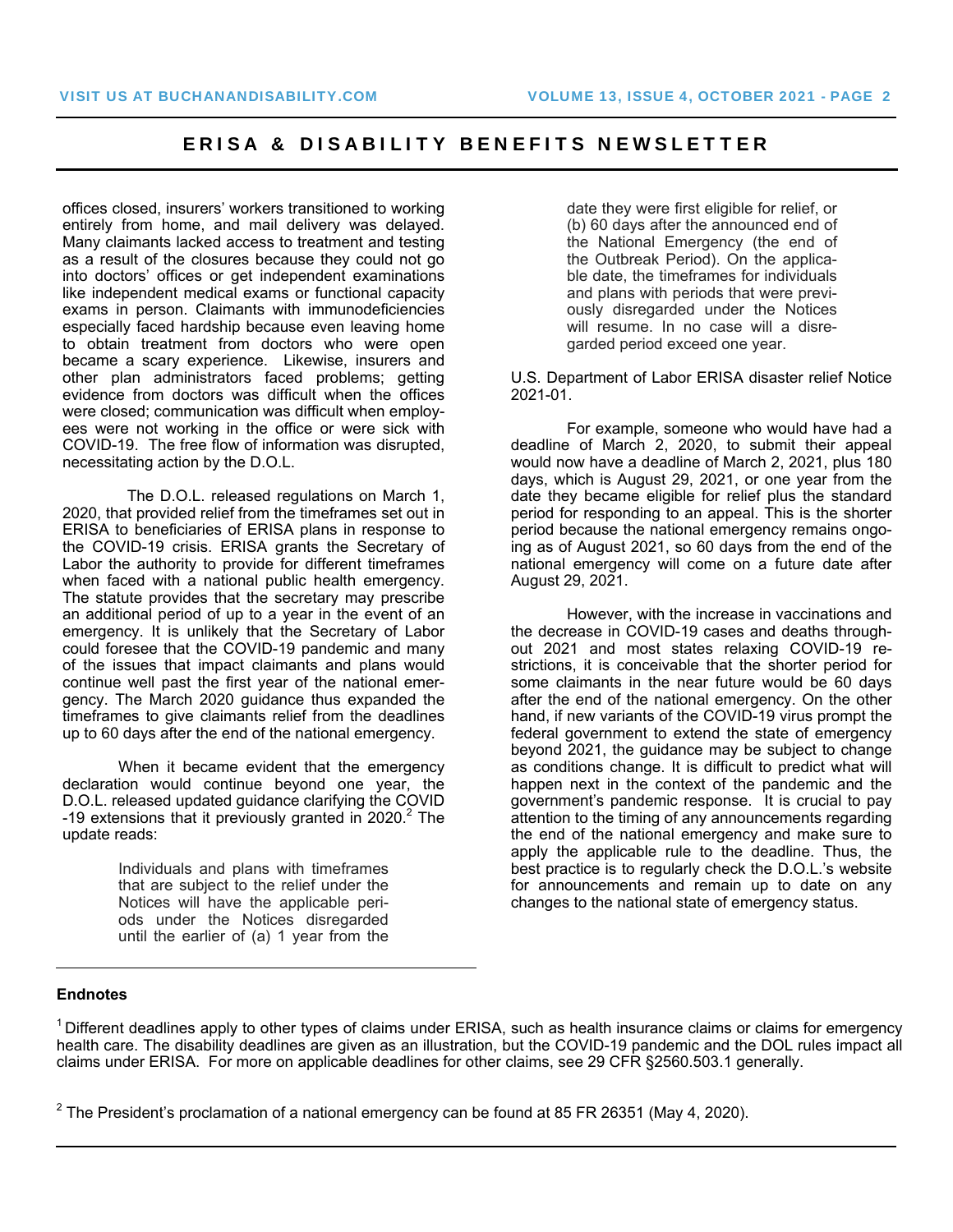offices closed, insurers' workers transitioned to working entirely from home, and mail delivery was delayed. Many claimants lacked access to treatment and testing as a result of the closures because they could not go into doctors' offices or get independent examinations like independent medical exams or functional capacity exams in person. Claimants with immunodeficiencies especially faced hardship because even leaving home to obtain treatment from doctors who were open became a scary experience. Likewise, insurers and other plan administrators faced problems; getting evidence from doctors was difficult when the offices were closed; communication was difficult when employees were not working in the office or were sick with COVID-19. The free flow of information was disrupted, necessitating action by the D.O.L.

The D.O.L. released regulations on March 1, 2020, that provided relief from the timeframes set out in ERISA to beneficiaries of ERISA plans in response to the COVID-19 crisis. ERISA grants the Secretary of Labor the authority to provide for different timeframes when faced with a national public health emergency. The statute provides that the secretary may prescribe an additional period of up to a year in the event of an emergency. It is unlikely that the Secretary of Labor could foresee that the COVID-19 pandemic and many of the issues that impact claimants and plans would continue well past the first year of the national emergency. The March 2020 guidance thus expanded the timeframes to give claimants relief from the deadlines up to 60 days after the end of the national emergency.

When it became evident that the emergency declaration would continue beyond one year, the D.O.L. released updated guidance clarifying the COVID-19 extensions that it previously granted in 2020.[2] The update reads:

> Individuals and plans with timeframes that are subject to the relief under the Notices will have the applicable periods under the Notices disregarded until the earlier of (a) 1 year from the date they were first eligible for relief, or (b) 60 days after the announced end of the National Emergency (the end of the Outbreak Period). On the applicable date, the timeframes for individuals and plans with periods that were previously disregarded under the Notices will resume. In no case will a disregarded period exceed one year.

U.S. Department of Labor ERISA disaster relief Notice 2021-01.

For example, someone who would have had a deadline of March 2, 2020, to submit their appeal would now have a deadline of March 2, 2021, plus 180 days, which is August 29, 2021, or one year from the date they became eligible for relief plus the standard period for responding to an appeal. This is the shorter period because the national emergency remains ongoing as of August 2021, so 60 days from the end of the national emergency will come on a future date after August 29, 2021.

However, with the increase in vaccinations and the decrease in COVID-19 cases and deaths throughout 2021 and most states relaxing COVID-19 restrictions, it is conceivable that the shorter period for some claimants in the near future would be 60 days after the end of the national emergency. On the other hand, if new variants of the COVID-19 virus prompt the federal government to extend the state of emergency beyond 2021, the guidance may be subject to change as conditions change. It is difficult to predict what will happen next in the context of the pandemic and the government's pandemic response. It is crucial to pay attention to the timing of any announcements regarding the end of the national emergency and make sure to apply the applicable rule to the deadline. Thus, the best practice is to regularly check the D.O.L.'s website for announcements and remain up to date on any changes to the national state of emergency status.

---

**Endnotes**

[1] Different deadlines apply to other types of claims under ERISA, such as health insurance claims or claims for emergency health care. The disability deadlines are given as an illustration, but the COVID-19 pandemic and the DOL rules impact all claims under ERISA. For more on applicable deadlines for other claims, see 29 CFR §2560.503.1 generally.

[2] The President's proclamation of a national emergency can be found at 85 FR 26351 (May 4, 2020).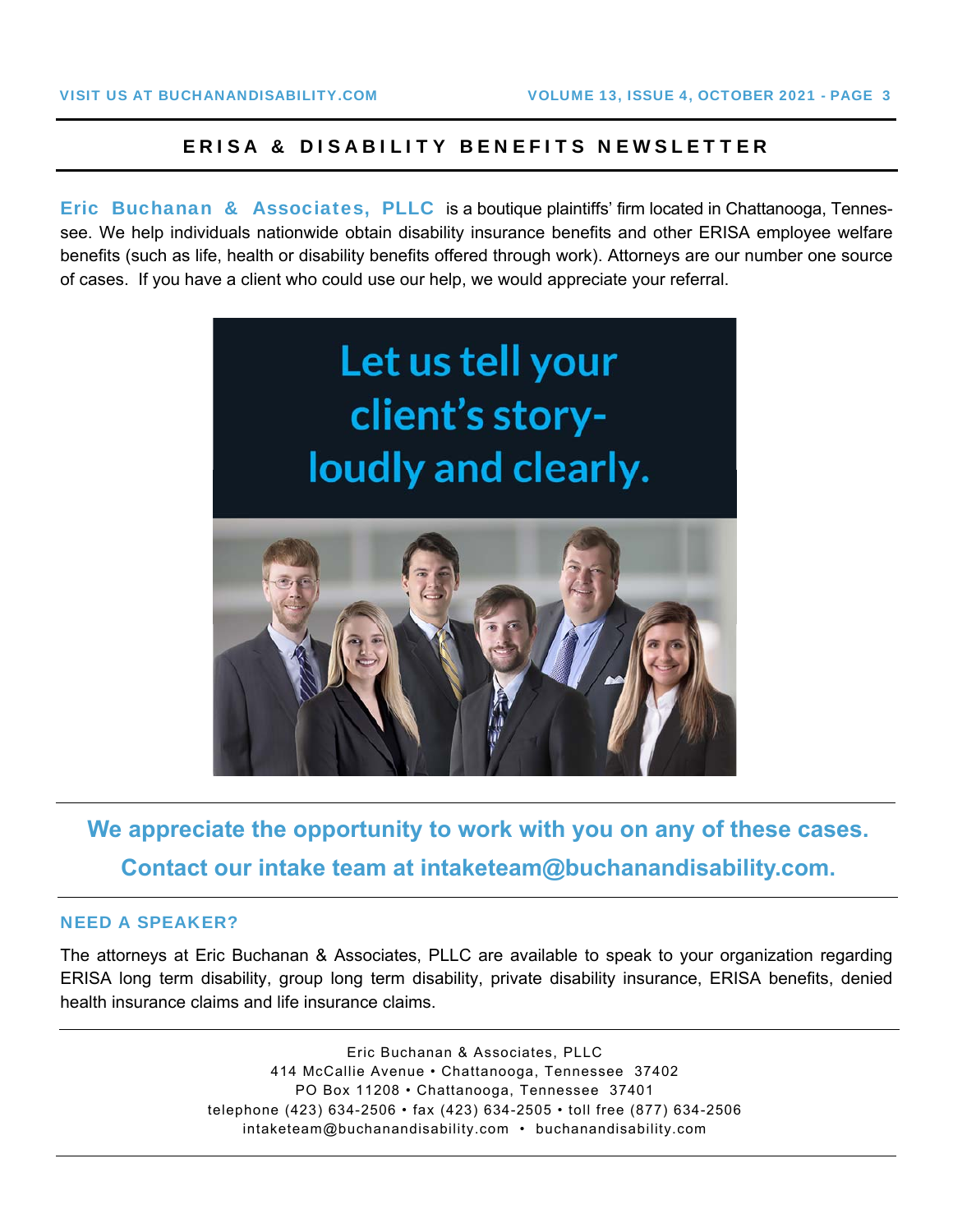## ERISA & DISABILITY BENEFITS NEWSLETTER

**Eric Buchanan & Associates, PLLC** is a boutique plaintiffs' firm located in Chattanooga, Tennessee. We help individuals nationwide obtain disability insurance benefits and other ERISA employee welfare benefits (such as life, health or disability benefits offered through work). Attorneys are our number one source of cases. If you have a client who could use our help, we would appreciate your referral.

Let us tell your client's story- loudly and clearly.

**We appreciate the opportunity to work with you on any of these cases.**

**Contact our intake team at intaketeam@buchanandisability.com.**

### NEED A SPEAKER?

The attorneys at Eric Buchanan & Associates, PLLC are available to speak to your organization regarding ERISA long term disability, group long term disability, private disability insurance, ERISA benefits, denied health insurance claims and life insurance claims.

Eric Buchanan & Associates, PLLC
414 McCallie Avenue • Chattanooga, Tennessee 37402
PO Box 11208 • Chattanooga, Tennessee 37401
telephone (423) 634-2506 • fax (423) 634-2505 • toll free (877) 634-2506
intaketeam@buchanandisability.com • buchanandisability.com